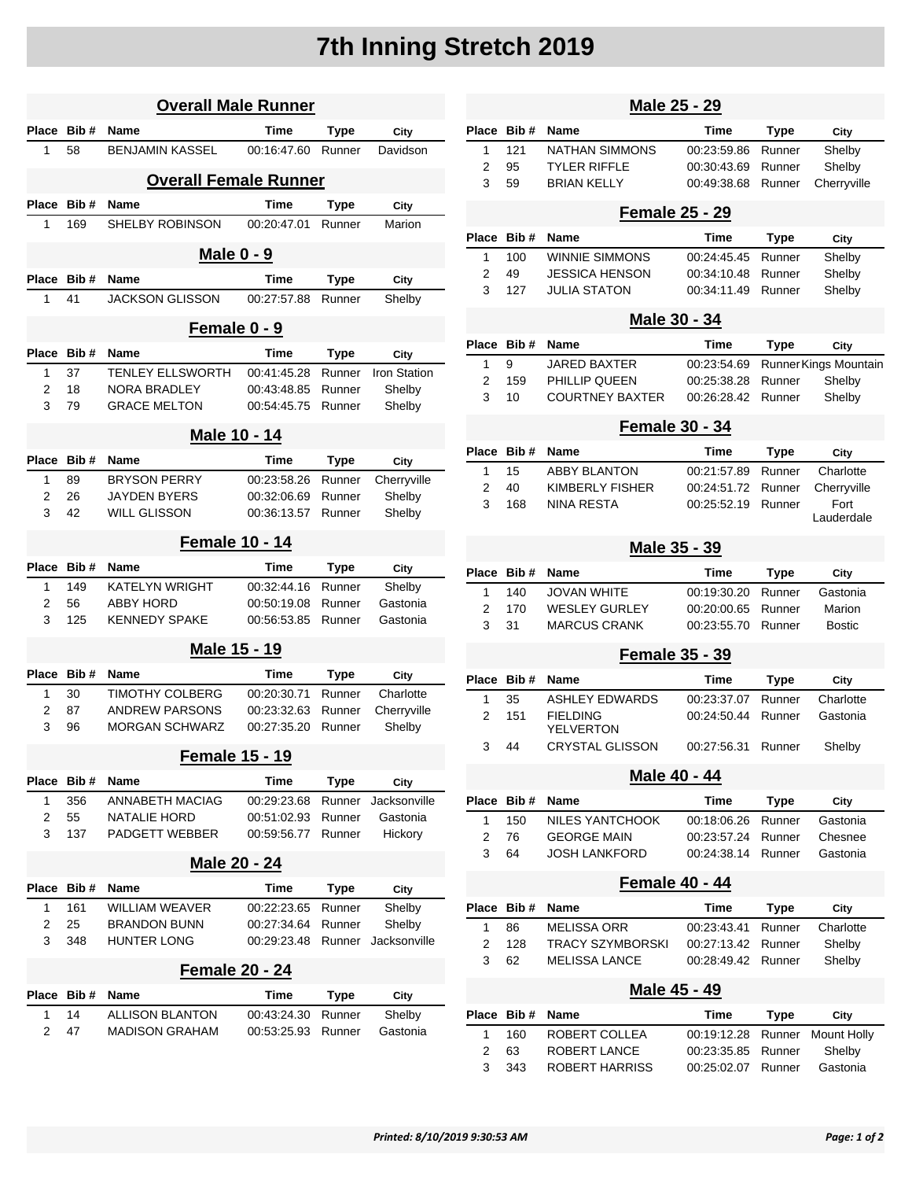# 7th Inning Stretch 2019

## Overall Male Runner

| Place | Bib # | Name | Time | Type | City |
|---|---|---|---|---|---|
| 1 | 58 | BENJAMIN KASSEL | 00:16:47.60 | Runner | Davidson |

## Overall Female Runner

| Place | Bib # | Name | Time | Type | City |
|---|---|---|---|---|---|
| 1 | 169 | SHELBY ROBINSON | 00:20:47.01 | Runner | Marion |

## Male 0 - 9

| Place | Bib # | Name | Time | Type | City |
|---|---|---|---|---|---|
| 1 | 41 | JACKSON GLISSON | 00:27:57.88 | Runner | Shelby |

## Female 0 - 9

| Place | Bib # | Name | Time | Type | City |
|---|---|---|---|---|---|
| 1 | 37 | TENLEY ELLSWORTH | 00:41:45.28 | Runner | Iron Station |
| 2 | 18 | NORA BRADLEY | 00:43:48.85 | Runner | Shelby |
| 3 | 79 | GRACE MELTON | 00:54:45.75 | Runner | Shelby |

## Male 10 - 14

| Place | Bib # | Name | Time | Type | City |
|---|---|---|---|---|---|
| 1 | 89 | BRYSON PERRY | 00:23:58.26 | Runner | Cherryville |
| 2 | 26 | JAYDEN BYERS | 00:32:06.69 | Runner | Shelby |
| 3 | 42 | WILL GLISSON | 00:36:13.57 | Runner | Shelby |

## Female 10 - 14

| Place | Bib # | Name | Time | Type | City |
|---|---|---|---|---|---|
| 1 | 149 | KATELYN WRIGHT | 00:32:44.16 | Runner | Shelby |
| 2 | 56 | ABBY HORD | 00:50:19.08 | Runner | Gastonia |
| 3 | 125 | KENNEDY SPAKE | 00:56:53.85 | Runner | Gastonia |

## Male 15 - 19

| Place | Bib # | Name | Time | Type | City |
|---|---|---|---|---|---|
| 1 | 30 | TIMOTHY COLBERG | 00:20:30.71 | Runner | Charlotte |
| 2 | 87 | ANDREW PARSONS | 00:23:32.63 | Runner | Cherryville |
| 3 | 96 | MORGAN SCHWARZ | 00:27:35.20 | Runner | Shelby |

## Female 15 - 19

| Place | Bib # | Name | Time | Type | City |
|---|---|---|---|---|---|
| 1 | 356 | ANNABETH MACIAG | 00:29:23.68 | Runner | Jacksonville |
| 2 | 55 | NATALIE HORD | 00:51:02.93 | Runner | Gastonia |
| 3 | 137 | PADGETT WEBBER | 00:59:56.77 | Runner | Hickory |

## Male 20 - 24

| Place | Bib # | Name | Time | Type | City |
|---|---|---|---|---|---|
| 1 | 161 | WILLIAM WEAVER | 00:22:23.65 | Runner | Shelby |
| 2 | 25 | BRANDON BUNN | 00:27:34.64 | Runner | Shelby |
| 3 | 348 | HUNTER LONG | 00:29:23.48 | Runner | Jacksonville |

## Female 20 - 24

| Place | Bib # | Name | Time | Type | City |
|---|---|---|---|---|---|
| 1 | 14 | ALLISON BLANTON | 00:43:24.30 | Runner | Shelby |
| 2 | 47 | MADISON GRAHAM | 00:53:25.93 | Runner | Gastonia |

## Male 25 - 29

| Place | Bib # | Name | Time | Type | City |
|---|---|---|---|---|---|
| 1 | 121 | NATHAN SIMMONS | 00:23:59.86 | Runner | Shelby |
| 2 | 95 | TYLER RIFFLE | 00:30:43.69 | Runner | Shelby |
| 3 | 59 | BRIAN KELLY | 00:49:38.68 | Runner | Cherryville |

## Female 25 - 29

| Place | Bib # | Name | Time | Type | City |
|---|---|---|---|---|---|
| 1 | 100 | WINNIE SIMMONS | 00:24:45.45 | Runner | Shelby |
| 2 | 49 | JESSICA HENSON | 00:34:10.48 | Runner | Shelby |
| 3 | 127 | JULIA STATON | 00:34:11.49 | Runner | Shelby |

## Male 30 - 34

| Place | Bib # | Name | Time | Type | City |
|---|---|---|---|---|---|
| 1 | 9 | JARED BAXTER | 00:23:54.69 | Runner | Kings Mountain |
| 2 | 159 | PHILLIP QUEEN | 00:25:38.28 | Runner | Shelby |
| 3 | 10 | COURTNEY BAXTER | 00:26:28.42 | Runner | Shelby |

## Female 30 - 34

| Place | Bib # | Name | Time | Type | City |
|---|---|---|---|---|---|
| 1 | 15 | ABBY BLANTON | 00:21:57.89 | Runner | Charlotte |
| 2 | 40 | KIMBERLY FISHER | 00:24:51.72 | Runner | Cherryville |
| 3 | 168 | NINA RESTA | 00:25:52.19 | Runner | Fort Lauderdale |

## Male 35 - 39

| Place | Bib # | Name | Time | Type | City |
|---|---|---|---|---|---|
| 1 | 140 | JOVAN WHITE | 00:19:30.20 | Runner | Gastonia |
| 2 | 170 | WESLEY GURLEY | 00:20:00.65 | Runner | Marion |
| 3 | 31 | MARCUS CRANK | 00:23:55.70 | Runner | Bostic |

## Female 35 - 39

| Place | Bib # | Name | Time | Type | City |
|---|---|---|---|---|---|
| 1 | 35 | ASHLEY EDWARDS | 00:23:37.07 | Runner | Charlotte |
| 2 | 151 | FIELDING YELVERTON | 00:24:50.44 | Runner | Gastonia |
| 3 | 44 | CRYSTAL GLISSON | 00:27:56.31 | Runner | Shelby |

## Male 40 - 44

| Place | Bib # | Name | Time | Type | City |
|---|---|---|---|---|---|
| 1 | 150 | NILES YANTCHOOK | 00:18:06.26 | Runner | Gastonia |
| 2 | 76 | GEORGE MAIN | 00:23:57.24 | Runner | Chesnee |
| 3 | 64 | JOSH LANKFORD | 00:24:38.14 | Runner | Gastonia |

## Female 40 - 44

| Place | Bib # | Name | Time | Type | City |
|---|---|---|---|---|---|
| 1 | 86 | MELISSA ORR | 00:23:43.41 | Runner | Charlotte |
| 2 | 128 | TRACY SZYMBORSKI | 00:27:13.42 | Runner | Shelby |
| 3 | 62 | MELISSA LANCE | 00:28:49.42 | Runner | Shelby |

## Male 45 - 49

| Place | Bib # | Name | Time | Type | City |
|---|---|---|---|---|---|
| 1 | 160 | ROBERT COLLEA | 00:19:12.28 | Runner | Mount Holly |
| 2 | 63 | ROBERT LANCE | 00:23:35.85 | Runner | Shelby |
| 3 | 343 | ROBERT HARRISS | 00:25:02.07 | Runner | Gastonia |

*Printed: 8/10/2019 9:30:53 AM*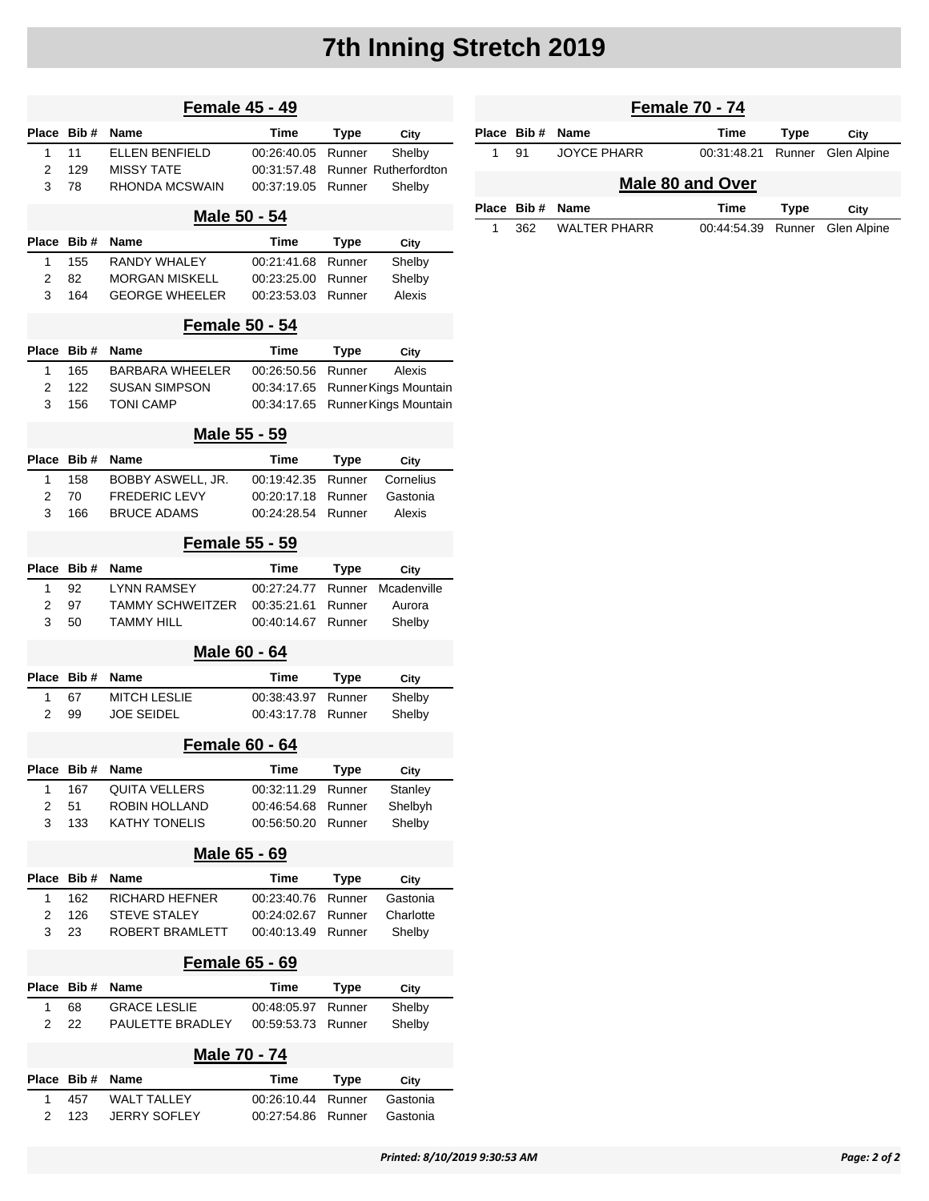# 7th Inning Stretch 2019

## Female 45 - 49

| Place | Bib # | Name | Time | Type | City |
|---|---|---|---|---|---|
| 1 | 11 | ELLEN BENFIELD | 00:26:40.05 | Runner | Shelby |
| 2 | 129 | MISSY TATE | 00:31:57.48 | Runner | Rutherfordton |
| 3 | 78 | RHONDA MCSWAIN | 00:37:19.05 | Runner | Shelby |

## Male 50 - 54

| Place | Bib # | Name | Time | Type | City |
|---|---|---|---|---|---|
| 1 | 155 | RANDY WHALEY | 00:21:41.68 | Runner | Shelby |
| 2 | 82 | MORGAN MISKELL | 00:23:25.00 | Runner | Shelby |
| 3 | 164 | GEORGE WHEELER | 00:23:53.03 | Runner | Alexis |

## Female 50 - 54

| Place | Bib # | Name | Time | Type | City |
|---|---|---|---|---|---|
| 1 | 165 | BARBARA WHEELER | 00:26:50.56 | Runner | Alexis |
| 2 | 122 | SUSAN SIMPSON | 00:34:17.65 | Runner | Kings Mountain |
| 3 | 156 | TONI CAMP | 00:34:17.65 | Runner | Kings Mountain |

## Male 55 - 59

| Place | Bib # | Name | Time | Type | City |
|---|---|---|---|---|---|
| 1 | 158 | BOBBY ASWELL, JR. | 00:19:42.35 | Runner | Cornelius |
| 2 | 70 | FREDERIC LEVY | 00:20:17.18 | Runner | Gastonia |
| 3 | 166 | BRUCE ADAMS | 00:24:28.54 | Runner | Alexis |

## Female 55 - 59

| Place | Bib # | Name | Time | Type | City |
|---|---|---|---|---|---|
| 1 | 92 | LYNN RAMSEY | 00:27:24.77 | Runner | Mcadenville |
| 2 | 97 | TAMMY SCHWEITZER | 00:35:21.61 | Runner | Aurora |
| 3 | 50 | TAMMY HILL | 00:40:14.67 | Runner | Shelby |

## Male 60 - 64

| Place | Bib # | Name | Time | Type | City |
|---|---|---|---|---|---|
| 1 | 67 | MITCH LESLIE | 00:38:43.97 | Runner | Shelby |
| 2 | 99 | JOE SEIDEL | 00:43:17.78 | Runner | Shelby |

## Female 60 - 64

| Place | Bib # | Name | Time | Type | City |
|---|---|---|---|---|---|
| 1 | 167 | QUITA VELLERS | 00:32:11.29 | Runner | Stanley |
| 2 | 51 | ROBIN HOLLAND | 00:46:54.68 | Runner | Shelbyh |
| 3 | 133 | KATHY TONELIS | 00:56:50.20 | Runner | Shelby |

## Male 65 - 69

| Place | Bib # | Name | Time | Type | City |
|---|---|---|---|---|---|
| 1 | 162 | RICHARD HEFNER | 00:23:40.76 | Runner | Gastonia |
| 2 | 126 | STEVE STALEY | 00:24:02.67 | Runner | Charlotte |
| 3 | 23 | ROBERT BRAMLETT | 00:40:13.49 | Runner | Shelby |

## Female 65 - 69

| Place | Bib # | Name | Time | Type | City |
|---|---|---|---|---|---|
| 1 | 68 | GRACE LESLIE | 00:48:05.97 | Runner | Shelby |
| 2 | 22 | PAULETTE BRADLEY | 00:59:53.73 | Runner | Shelby |

## Male 70 - 74

| Place | Bib # | Name | Time | Type | City |
|---|---|---|---|---|---|
| 1 | 457 | WALT TALLEY | 00:26:10.44 | Runner | Gastonia |
| 2 | 123 | JERRY SOFLEY | 00:27:54.86 | Runner | Gastonia |

## Female 70 - 74

| Place | Bib # | Name | Time | Type | City |
|---|---|---|---|---|---|
| 1 | 91 | JOYCE PHARR | 00:31:48.21 | Runner | Glen Alpine |

## Male 80 and Over

| Place | Bib # | Name | Time | Type | City |
|---|---|---|---|---|---|
| 1 | 362 | WALTER PHARR | 00:44:54.39 | Runner | Glen Alpine |

*Printed: 8/10/2019 9:30:53 AM*